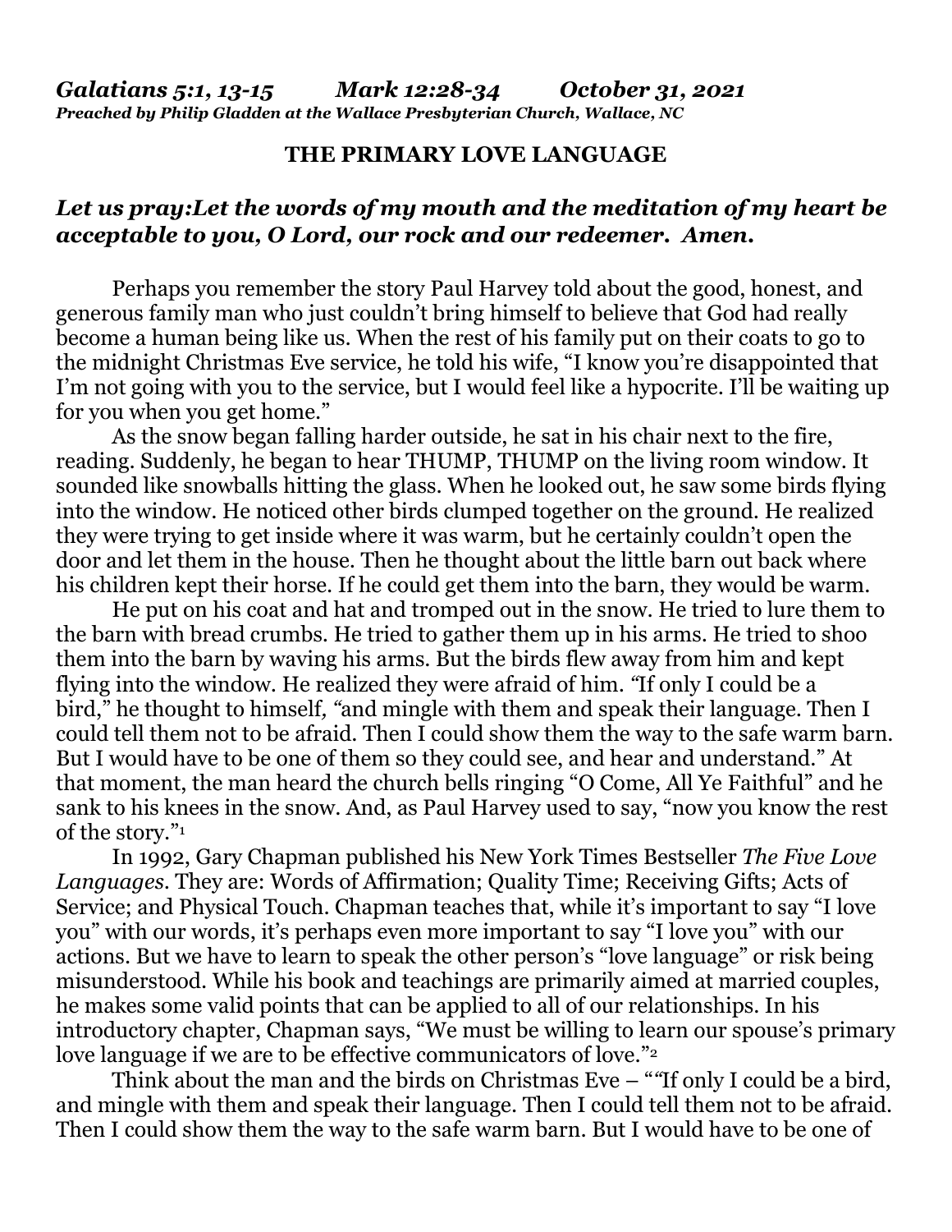***Galatians 5:1, 13-15      Mark 12:28-34      October 31, 2021***
***Preached by Philip Gladden at the Wallace Presbyterian Church, Wallace, NC***

**THE PRIMARY LOVE LANGUAGE**

***Let us pray:Let the words of my mouth and the meditation of my heart be acceptable to you, O Lord, our rock and our redeemer. Amen.***

Perhaps you remember the story Paul Harvey told about the good, honest, and generous family man who just couldn't bring himself to believe that God had really become a human being like us. When the rest of his family put on their coats to go to the midnight Christmas Eve service, he told his wife, "I know you're disappointed that I'm not going with you to the service, but I would feel like a hypocrite. I'll be waiting up for you when you get home."

As the snow began falling harder outside, he sat in his chair next to the fire, reading. Suddenly, he began to hear THUMP, THUMP on the living room window. It sounded like snowballs hitting the glass. When he looked out, he saw some birds flying into the window. He noticed other birds clumped together on the ground. He realized they were trying to get inside where it was warm, but he certainly couldn't open the door and let them in the house. Then he thought about the little barn out back where his children kept their horse. If he could get them into the barn, they would be warm.

He put on his coat and hat and tromped out in the snow. He tried to lure them to the barn with bread crumbs. He tried to gather them up in his arms. He tried to shoo them into the barn by waving his arms. But the birds flew away from him and kept flying into the window. He realized they were afraid of him. *"*If only I could be a bird," he thought to himself*, "*and mingle with them and speak their language. Then I could tell them not to be afraid. Then I could show them the way to the safe warm barn. But I would have to be one of them so they could see, and hear and understand." At that moment, the man heard the church bells ringing "O Come, All Ye Faithful" and he sank to his knees in the snow. And, as Paul Harvey used to say, "now you know the rest of the story."[1]

In 1992, Gary Chapman published his New York Times Bestseller *The Five Love Languages*. They are: Words of Affirmation; Quality Time; Receiving Gifts; Acts of Service; and Physical Touch. Chapman teaches that, while it's important to say "I love you" with our words, it's perhaps even more important to say "I love you" with our actions. But we have to learn to speak the other person's "love language" or risk being misunderstood. While his book and teachings are primarily aimed at married couples, he makes some valid points that can be applied to all of our relationships. In his introductory chapter, Chapman says, "We must be willing to learn our spouse's primary love language if we are to be effective communicators of love."[2]

Think about the man and the birds on Christmas Eve – ""If only I could be a bird, and mingle with them and speak their language. Then I could tell them not to be afraid. Then I could show them the way to the safe warm barn. But I would have to be one of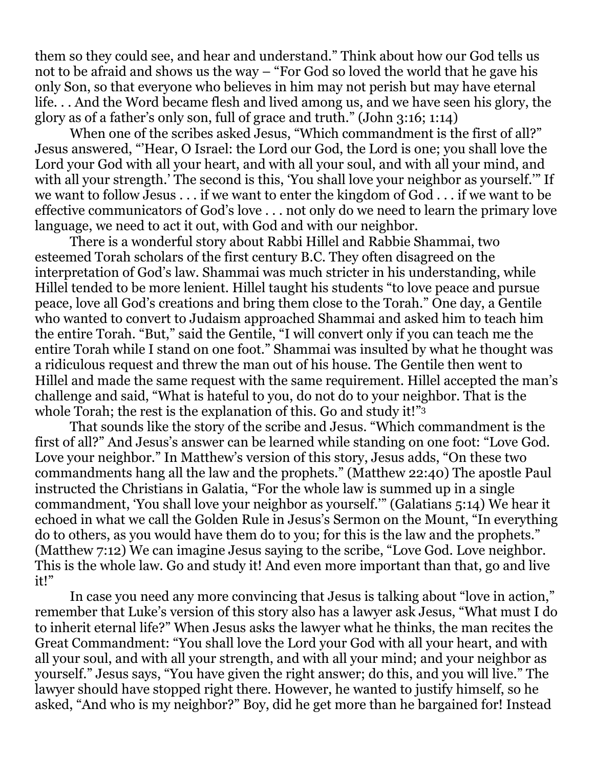them so they could see, and hear and understand." Think about how our God tells us not to be afraid and shows us the way – "For God so loved the world that he gave his only Son, so that everyone who believes in him may not perish but may have eternal life. . . And the Word became flesh and lived among us, and we have seen his glory, the glory as of a father's only son, full of grace and truth." (John 3:16; 1:14)

When one of the scribes asked Jesus, "Which commandment is the first of all?" Jesus answered, "'Hear, O Israel: the Lord our God, the Lord is one; you shall love the Lord your God with all your heart, and with all your soul, and with all your mind, and with all your strength.' The second is this, 'You shall love your neighbor as yourself.'" If we want to follow Jesus . . . if we want to enter the kingdom of God . . . if we want to be effective communicators of God's love . . . not only do we need to learn the primary love language, we need to act it out, with God and with our neighbor.

There is a wonderful story about Rabbi Hillel and Rabbie Shammai, two esteemed Torah scholars of the first century B.C. They often disagreed on the interpretation of God's law. Shammai was much stricter in his understanding, while Hillel tended to be more lenient. Hillel taught his students "to love peace and pursue peace, love all God's creations and bring them close to the Torah." One day, a Gentile who wanted to convert to Judaism approached Shammai and asked him to teach him the entire Torah. "But," said the Gentile, "I will convert only if you can teach me the entire Torah while I stand on one foot." Shammai was insulted by what he thought was a ridiculous request and threw the man out of his house. The Gentile then went to Hillel and made the same request with the same requirement. Hillel accepted the man's challenge and said, "What is hateful to you, do not do to your neighbor. That is the whole Torah; the rest is the explanation of this. Go and study it!"[3]

That sounds like the story of the scribe and Jesus. "Which commandment is the first of all?" And Jesus's answer can be learned while standing on one foot: "Love God. Love your neighbor." In Matthew's version of this story, Jesus adds, "On these two commandments hang all the law and the prophets." (Matthew 22:40) The apostle Paul instructed the Christians in Galatia, "For the whole law is summed up in a single commandment, 'You shall love your neighbor as yourself.'" (Galatians 5:14) We hear it echoed in what we call the Golden Rule in Jesus's Sermon on the Mount, "In everything do to others, as you would have them do to you; for this is the law and the prophets." (Matthew 7:12) We can imagine Jesus saying to the scribe, "Love God. Love neighbor. This is the whole law. Go and study it! And even more important than that, go and live it!"

In case you need any more convincing that Jesus is talking about "love in action," remember that Luke's version of this story also has a lawyer ask Jesus, "What must I do to inherit eternal life?" When Jesus asks the lawyer what he thinks, the man recites the Great Commandment: "You shall love the Lord your God with all your heart, and with all your soul, and with all your strength, and with all your mind; and your neighbor as yourself." Jesus says, "You have given the right answer; do this, and you will live." The lawyer should have stopped right there. However, he wanted to justify himself, so he asked, "And who is my neighbor?" Boy, did he get more than he bargained for! Instead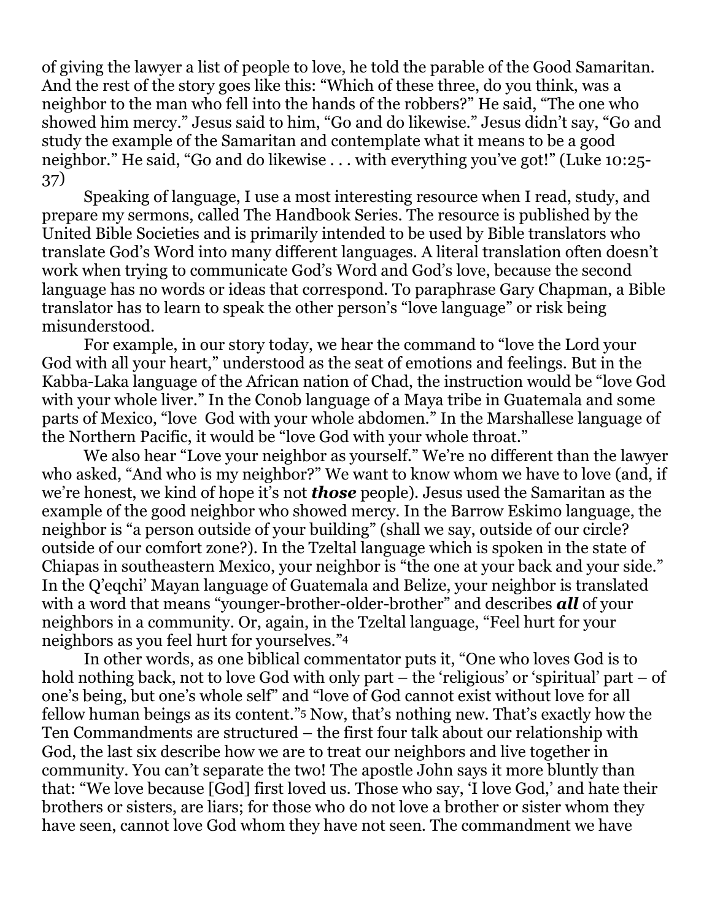of giving the lawyer a list of people to love, he told the parable of the Good Samaritan. And the rest of the story goes like this: "Which of these three, do you think, was a neighbor to the man who fell into the hands of the robbers?" He said, "The one who showed him mercy." Jesus said to him, "Go and do likewise." Jesus didn't say, "Go and study the example of the Samaritan and contemplate what it means to be a good neighbor." He said, "Go and do likewise . . . with everything you've got!" (Luke 10:25-37)

Speaking of language, I use a most interesting resource when I read, study, and prepare my sermons, called The Handbook Series. The resource is published by the United Bible Societies and is primarily intended to be used by Bible translators who translate God's Word into many different languages. A literal translation often doesn't work when trying to communicate God's Word and God's love, because the second language has no words or ideas that correspond. To paraphrase Gary Chapman, a Bible translator has to learn to speak the other person's "love language" or risk being misunderstood.

For example, in our story today, we hear the command to "love the Lord your God with all your heart," understood as the seat of emotions and feelings. But in the Kabba-Laka language of the African nation of Chad, the instruction would be "love God with your whole liver." In the Conob language of a Maya tribe in Guatemala and some parts of Mexico, "love God with your whole abdomen." In the Marshallese language of the Northern Pacific, it would be "love God with your whole throat."

We also hear "Love your neighbor as yourself." We're no different than the lawyer who asked, "And who is my neighbor?" We want to know whom we have to love (and, if we're honest, we kind of hope it's not ***those*** people). Jesus used the Samaritan as the example of the good neighbor who showed mercy. In the Barrow Eskimo language, the neighbor is "a person outside of your building" (shall we say, outside of our circle? outside of our comfort zone?). In the Tzeltal language which is spoken in the state of Chiapas in southeastern Mexico, your neighbor is "the one at your back and your side." In the Q'eqchi' Mayan language of Guatemala and Belize, your neighbor is translated with a word that means "younger-brother-older-brother" and describes ***all*** of your neighbors in a community. Or, again, in the Tzeltal language, "Feel hurt for your neighbors as you feel hurt for yourselves."[4]

In other words, as one biblical commentator puts it, "One who loves God is to hold nothing back, not to love God with only part – the 'religious' or 'spiritual' part – of one's being, but one's whole self" and "love of God cannot exist without love for all fellow human beings as its content."[5] Now, that's nothing new. That's exactly how the Ten Commandments are structured – the first four talk about our relationship with God, the last six describe how we are to treat our neighbors and live together in community. You can't separate the two! The apostle John says it more bluntly than that: "We love because [God] first loved us. Those who say, 'I love God,' and hate their brothers or sisters, are liars; for those who do not love a brother or sister whom they have seen, cannot love God whom they have not seen. The commandment we have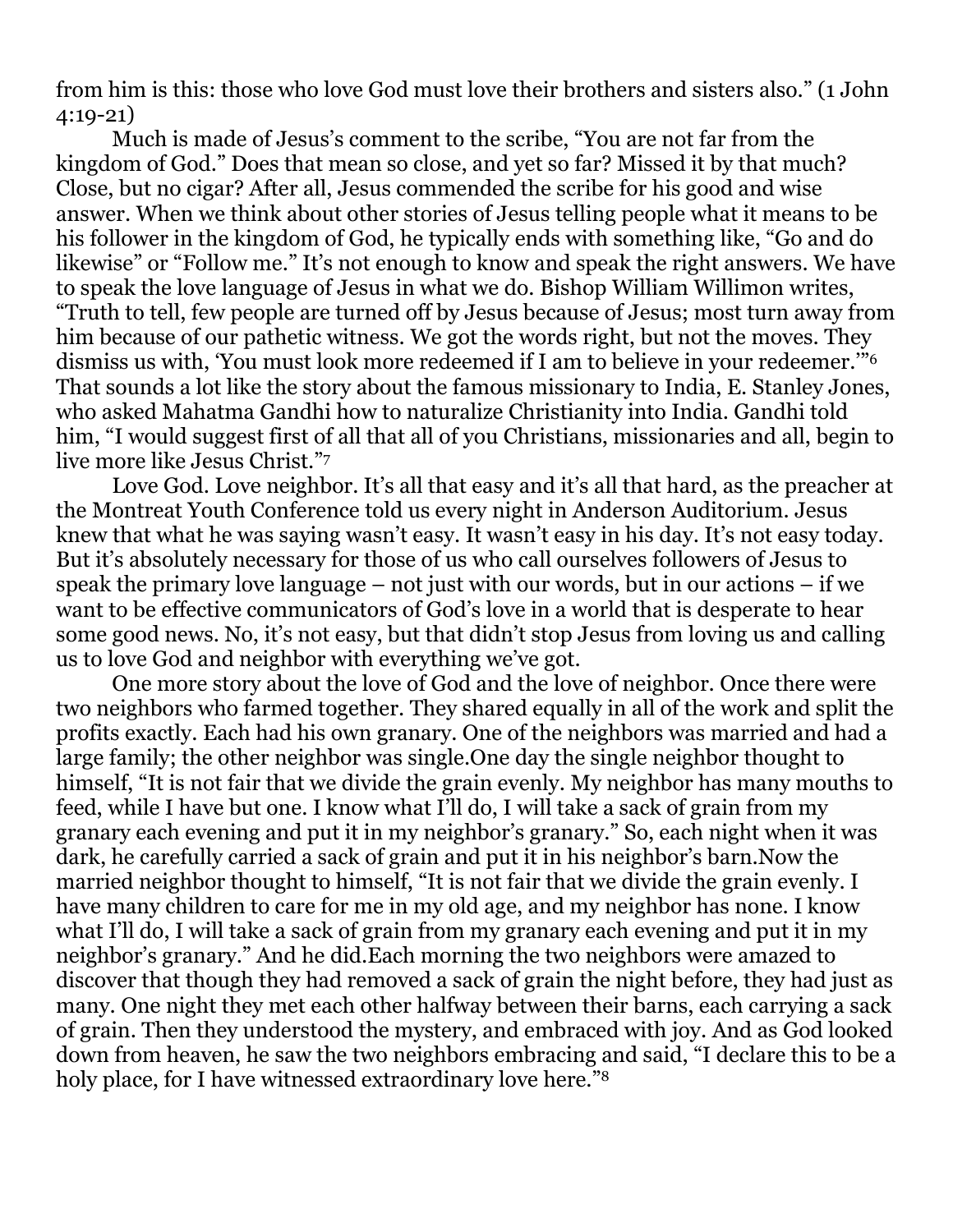from him is this: those who love God must love their brothers and sisters also." (1 John 4:19-21)

Much is made of Jesus's comment to the scribe, "You are not far from the kingdom of God." Does that mean so close, and yet so far? Missed it by that much? Close, but no cigar? After all, Jesus commended the scribe for his good and wise answer. When we think about other stories of Jesus telling people what it means to be his follower in the kingdom of God, he typically ends with something like, "Go and do likewise" or "Follow me." It's not enough to know and speak the right answers. We have to speak the love language of Jesus in what we do. Bishop William Willimon writes, "Truth to tell, few people are turned off by Jesus because of Jesus; most turn away from him because of our pathetic witness. We got the words right, but not the moves. They dismiss us with, 'You must look more redeemed if I am to believe in your redeemer.'"[6] That sounds a lot like the story about the famous missionary to India, E. Stanley Jones, who asked Mahatma Gandhi how to naturalize Christianity into India. Gandhi told him, "I would suggest first of all that all of you Christians, missionaries and all, begin to live more like Jesus Christ."[7]

Love God. Love neighbor. It's all that easy and it's all that hard, as the preacher at the Montreat Youth Conference told us every night in Anderson Auditorium. Jesus knew that what he was saying wasn't easy. It wasn't easy in his day. It's not easy today. But it's absolutely necessary for those of us who call ourselves followers of Jesus to speak the primary love language – not just with our words, but in our actions – if we want to be effective communicators of God's love in a world that is desperate to hear some good news. No, it's not easy, but that didn't stop Jesus from loving us and calling us to love God and neighbor with everything we've got.

One more story about the love of God and the love of neighbor. Once there were two neighbors who farmed together. They shared equally in all of the work and split the profits exactly. Each had his own granary. One of the neighbors was married and had a large family; the other neighbor was single.One day the single neighbor thought to himself, "It is not fair that we divide the grain evenly. My neighbor has many mouths to feed, while I have but one. I know what I'll do, I will take a sack of grain from my granary each evening and put it in my neighbor's granary." So, each night when it was dark, he carefully carried a sack of grain and put it in his neighbor's barn.Now the married neighbor thought to himself, "It is not fair that we divide the grain evenly. I have many children to care for me in my old age, and my neighbor has none. I know what I'll do, I will take a sack of grain from my granary each evening and put it in my neighbor's granary." And he did.Each morning the two neighbors were amazed to discover that though they had removed a sack of grain the night before, they had just as many. One night they met each other halfway between their barns, each carrying a sack of grain. Then they understood the mystery, and embraced with joy. And as God looked down from heaven, he saw the two neighbors embracing and said, "I declare this to be a holy place, for I have witnessed extraordinary love here."[8]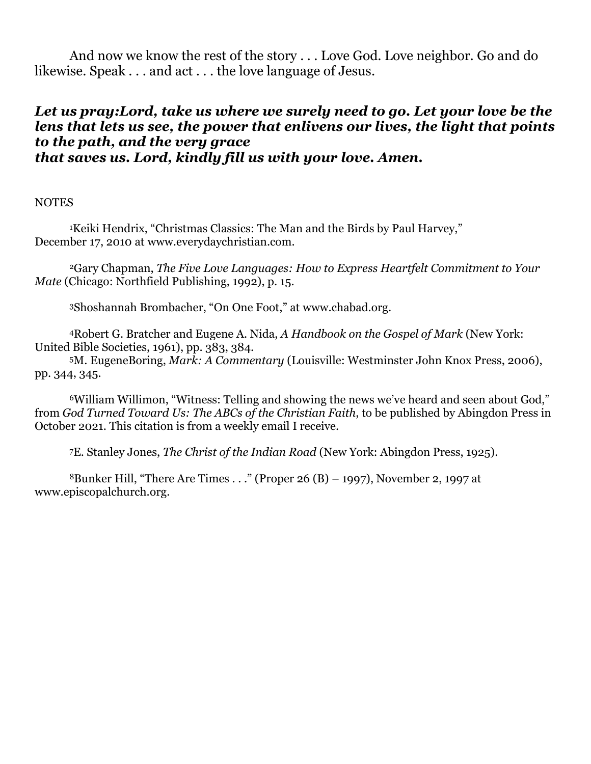And now we know the rest of the story . . . Love God. Love neighbor. Go and do likewise. Speak . . . and act . . . the love language of Jesus.

***Let us pray:Lord, take us where we surely need to go. Let your love be the lens that lets us see, the power that enlivens our lives, the light that points to the path, and the very grace that saves us. Lord, kindly fill us with your love. Amen.***

NOTES

[1]Keiki Hendrix, “Christmas Classics: The Man and the Birds by Paul Harvey,” December 17, 2010 at www.everydaychristian.com.

[2]Gary Chapman, *The Five Love Languages: How to Express Heartfelt Commitment to Your Mate* (Chicago: Northfield Publishing, 1992), p. 15.

[3]Shoshannah Brombacher, “On One Foot,” at www.chabad.org.

[4]Robert G. Bratcher and Eugene A. Nida, *A Handbook on the Gospel of Mark* (New York: United Bible Societies, 1961), pp. 383, 384.

[5]M. EugeneBoring, *Mark: A Commentary* (Louisville: Westminster John Knox Press, 2006), pp. 344, 345.

[6]William Willimon, “Witness: Telling and showing the news we’ve heard and seen about God,” from *God Turned Toward Us: The ABCs of the Christian Faith*, to be published by Abingdon Press in October 2021. This citation is from a weekly email I receive.

[7]E. Stanley Jones, *The Christ of the Indian Road* (New York: Abingdon Press, 1925).

[8]Bunker Hill, “There Are Times . . .” (Proper 26 (B) – 1997), November 2, 1997 at www.episcopalchurch.org.